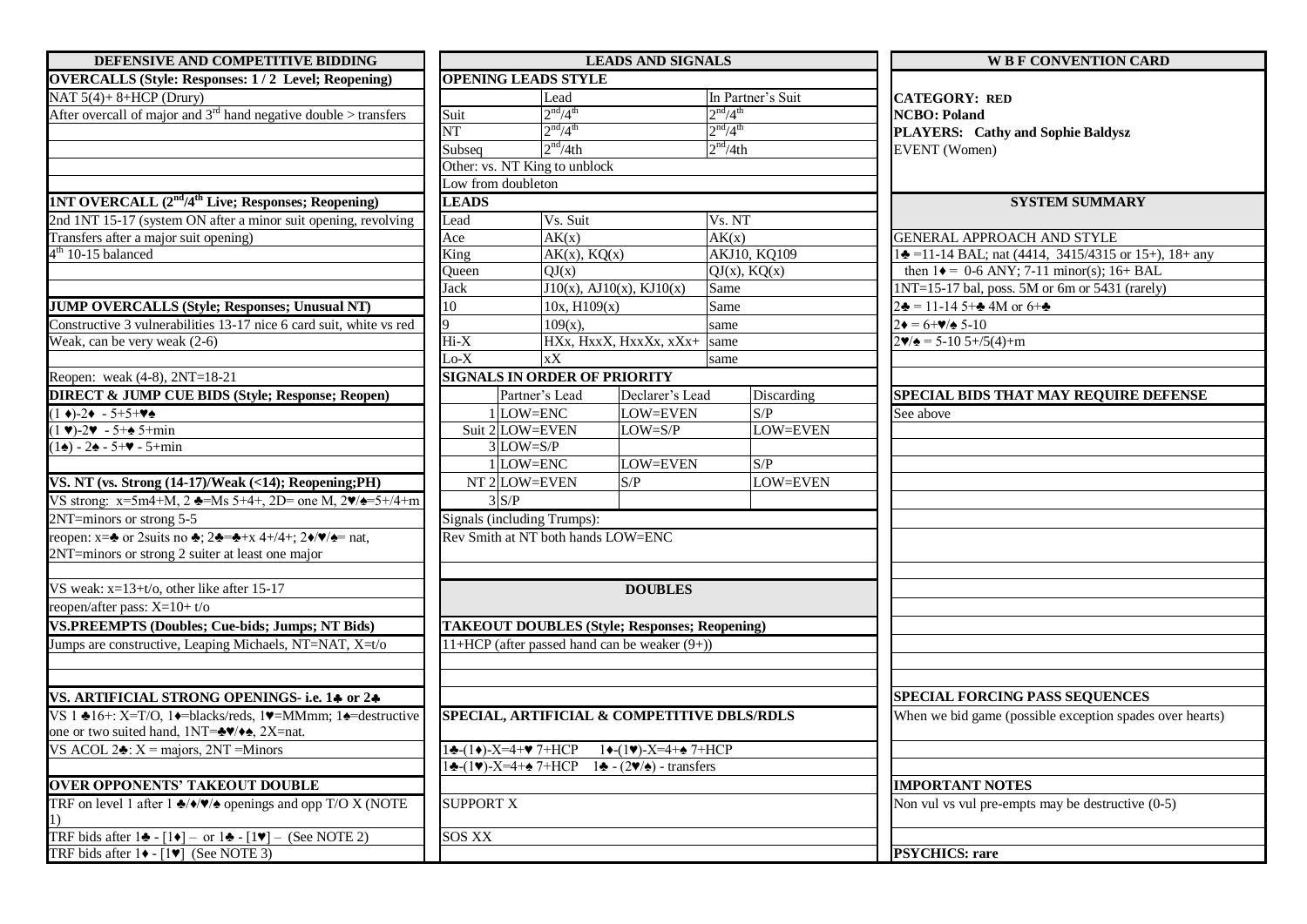## DEFENSIVE AND COMPETITIVE BIDDING

**OVERCALLS (Style: Responses: 1 / 2 Level; Reopening)**

NAT 5(4)+ 8+HCP (Drury)

After overcall of major and 3rd hand negative double > transfers

**1NT OVERCALL (2nd/4th Live; Responses; Reopening)**

2nd 1NT 15-17 (system ON after a minor suit opening, revolving

Transfers after a major suit opening)

4th 10-15 balanced

**JUMP OVERCALLS (Style; Responses; Unusual NT)**

Constructive 3 vulnerabilities 13-17 nice 6 card suit, white vs red

Weak, can be very weak (2-6)

Reopen: weak (4-8), 2NT=18-21

**DIRECT & JUMP CUE BIDS (Style; Response; Reopen)**

(1 ♦)-2♦ - 5+5+♥♠

(1 ♥)-2♥ - 5+♠ 5+min

(1♠) - 2♠ - 5+♥ - 5+min

**VS. NT (vs. Strong (14-17)/Weak (<14); Reopening;PH)**

VS strong: x=5m4+M, 2 ♣=Ms 5+4+, 2D= one M, 2♥/♠=5+/4+m

2NT=minors or strong 5-5

reopen: x=♣ or 2suits no ♣; 2♣=♣+x 4+/4+; 2♦/♥/♠= nat,

2NT=minors or strong 2 suiter at least one major

VS weak: x=13+t/o, other like after 15-17

reopen/after pass: X=10+ t/o

**VS.PREEMPTS (Doubles; Cue-bids; Jumps; NT Bids)**

Jumps are constructive, Leaping Michaels, NT=NAT, X=t/o

**VS. ARTIFICIAL STRONG OPENINGS- i.e. 1♣ or 2♣**

VS 1 ♣16+: X=T/O, 1♦=blacks/reds, 1♥=MMmm; 1♠=destructive one or two suited hand, 1NT=♣♥/♦♠, 2X=nat.

VS ACOL 2♣: X = majors, 2NT =Minors

**OVER OPPONENTS' TAKEOUT DOUBLE**

TRF on level 1 after 1 ♣/♦/♥/♠ openings and opp T/O X (NOTE 1)

TRF bids after 1♣ - [1♦] – or 1♣ - [1♥] – (See NOTE 2)

TRF bids after 1♦ - [1♥] (See NOTE 3)

## LEADS AND SIGNALS

**OPENING LEADS STYLE**

| | Lead | In Partner's Suit |
|---|---|---|
| Suit | 2nd/4th | 2nd/4th |
| NT | 2nd/4th | 2nd/4th |
| Subseq | 2nd/4th | 2nd/4th |

Other: vs. NT King to unblock

Low from doubleton

**LEADS**

| Lead | Vs. Suit | Vs. NT |
|---|---|---|
| Ace | AK(x) | AK(x) |
| King | AK(x), KQ(x) | AKJ10, KQ109 |
| Queen | QJ(x) | QJ(x), KQ(x) |
| Jack | J10(x), AJ10(x), KJ10(x) | Same |
| 10 | 10x, H109(x) | Same |
| 9 | 109(x), | same |
| Hi-X | HXx, HxxX, HxxXx, xXx+ | same |
| Lo-X | xX | same |

**SIGNALS IN ORDER OF PRIORITY**

| | | Partner's Lead | Declarer's Lead | Discarding |
|---|---|---|---|---|
| Suit | 1 | LOW=ENC | LOW=EVEN | S/P |
| | 2 | LOW=EVEN | LOW=S/P | LOW=EVEN |
| | 3 | LOW=S/P | | |
| NT | 1 | LOW=ENC | LOW=EVEN | S/P |
| | 2 | LOW=EVEN | S/P | LOW=EVEN |
| | 3 | S/P | | |

Signals (including Trumps):

Rev Smith at NT both hands LOW=ENC

## DOUBLES

**TAKEOUT DOUBLES (Style; Responses; Reopening)**

11+HCP (after passed hand can be weaker (9+))

**SPECIAL, ARTIFICIAL & COMPETITIVE DBLS/RDLS**

1♣-(1♦)-X=4+♥ 7+HCP 1♦-(1♥)-X=4+♠ 7+HCP

1♣-(1♥)-X=4+♠ 7+HCP 1♣ - (2♥/♠) - transfers

SUPPORT X

SOS XX

## W B F CONVENTION CARD

**CATEGORY: RED**

**NCBO: Poland**

**PLAYERS: Cathy and Sophie Baldysz**

EVENT (Women)

**SYSTEM SUMMARY**

GENERAL APPROACH AND STYLE

1♣ =11-14 BAL; nat (4414, 3415/4315 or 15+), 18+ any

then 1♦ = 0-6 ANY; 7-11 minor(s); 16+ BAL

1NT=15-17 bal, poss. 5M or 6m or 5431 (rarely)

2♣ = 11-14 5+♣ 4M or 6+♣

2♦ = 6+♥/♠ 5-10

2♥/♠ = 5-10 5+/5(4)+m

**SPECIAL BIDS THAT MAY REQUIRE DEFENSE**

See above

**SPECIAL FORCING PASS SEQUENCES**

When we bid game (possible exception spades over hearts)

**IMPORTANT NOTES**

Non vul vs vul pre-empts may be destructive (0-5)

**PSYCHICS: rare**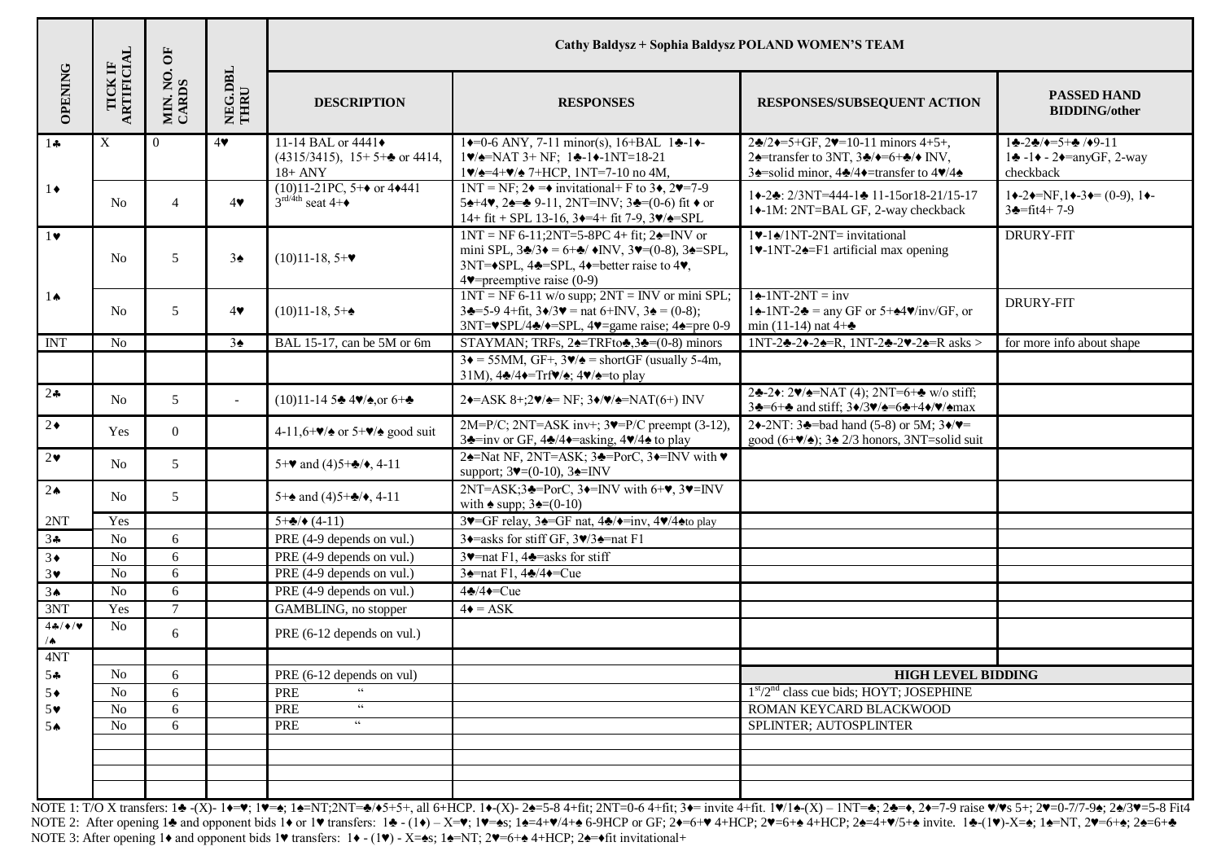| OPENING | TICK IF ARTIFICIAL | MIN. NO. OF CARDS | NEG.DBL THRU | Cathy Baldysz + Sophia Baldysz POLAND WOMEN'S TEAM | | | |
|---|---|---|---|---|---|---|---|
| | | | | **DESCRIPTION** | **RESPONSES** | **RESPONSES/SUBSEQUENT ACTION** | **PASSED HAND BIDDING/other** |
| 1♣ | X | 0 | 4♥ | 11-14 BAL or 4441♦ (4315/3415), 15+ 5+♣ or 4414, 18+ ANY | 1♦=0-6 ANY, 7-11 minor(s), 16+BAL 1♣-1♦-1♥/♠=NAT 3+ NF; 1♣-1♦-1NT=18-21 1♥/♠=4+♥/♠ 7+HCP, 1NT=7-10 no 4M, | 2♣/2♦=5+GF, 2♥=10-11 minors 4+5+, 2♠=transfer to 3NT, 3♣/♦=6+♣/♦ INV, 3♠=solid minor, 4♣/4♦=transfer to 4♥/4♠ | 1♣-2♣/♦=5+♣ /♦9-11 1♣ -1♦ - 2♦=anyGF, 2-way checkback |
| 1♦ | No | 4 | 4♥ | (10)11-21PC, 5+♦ or 4♦441 3[rd/4th] seat 4+♦ | 1NT = NF; 2♦ =♦ invitational+ F to 3♦, 2♥=7-9 5♠+4♥, 2♠=♣ 9-11, 2NT=INV; 3♣=(0-6) fit ♦ or 14+ fit + SPL 13-16, 3♦=4+ fit 7-9, 3♥/♠=SPL | 1♦-2♣: 2/3NT=444-1♣ 11-15or18-21/15-17 1♦-1M: 2NT=BAL GF, 2-way checkback | 1♦-2♦=NF,1♦-3♦= (0-9), 1♦-3♣=fit4+ 7-9 |
| 1♥ | No | 5 | 3♠ | (10)11-18, 5+♥ | 1NT = NF 6-11;2NT=5-8PC 4+ fit; 2♠=INV or mini SPL, 3♣/3♦ = 6+♣/ ♦INV, 3♥=(0-8), 3♠=SPL, 3NT=♦SPL, 4♣=SPL, 4♦=better raise to 4♥, 4♥=preemptive raise (0-9) | 1♥-1♠/1NT-2NT= invitational 1♥-1NT-2♠=F1 artificial max opening | DRURY-FIT |
| 1♠ | No | 5 | 4♥ | (10)11-18, 5+♠ | 1NT = NF 6-11 w/o supp; 2NT = INV or mini SPL; 3♣=5-9 4+fit, 3♦/3♥ = nat 6+INV, 3♠ = (0-8); 3NT=♥SPL/4♣/♦=SPL, 4♥=game raise; 4♠=pre 0-9 | 1♠-1NT-2NT = inv 1♠-1NT-2♣ = any GF or 5+♠4♥/inv/GF, or min (11-14) nat 4+♣ | DRURY-FIT |
| INT | No | | 3♠ | BAL 15-17, can be 5M or 6m | STAYMAN; TRFs, 2♠=TRFto♣,3♣=(0-8) minors | 1NT-2♣-2♦-2♠=R, 1NT-2♣-2♥-2♠=R asks > | for more info about shape |
| | | | | | 3♦ = 55MM, GF+, 3♥/♠ = shortGF (usually 5-4m, 31M), 4♣/4♦=Trf♥/♠; 4♥/♠=to play | | |
| 2♣ | No | 5 | - | (10)11-14 5♣ 4♥/♠,or 6+♣ | 2♦=ASK 8+;2♥/♠= NF; 3♦/♥/♠=NAT(6+) INV | 2♣-2♦: 2♥/♠=NAT (4); 2NT=6+♣ w/o stiff; 3♣=6+♣ and stiff; 3♦/3♥/♠=6♣+4♦/♥/♠max | |
| 2♦ | Yes | 0 | | 4-11,6+♥/♠ or 5+♥/♠ good suit | 2M=P/C; 2NT=ASK inv+; 3♥=P/C preempt (3-12), 3♣=inv or GF, 4♣/4♦=asking, 4♥/4♠ to play | 2♦-2NT: 3♣=bad hand (5-8) or 5M; 3♦/♥= good (6+♥/♠); 3♠ 2/3 honors, 3NT=solid suit | |
| 2♥ | No | 5 | | 5+♥ and (4)5+♣/♦, 4-11 | 2♠=Nat NF, 2NT=ASK; 3♣=PorC, 3♦=INV with ♥ support; 3♥=(0-10), 3♠=INV | | |
| 2♠ | No | 5 | | 5+♠ and (4)5+♣/♦, 4-11 | 2NT=ASK;3♣=PorC, 3♦=INV with 6+♥, 3♥=INV with ♠ supp; 3♠=(0-10) | | |
| 2NT | Yes | | | 5+♣/♦ (4-11) | 3♥=GF relay, 3♠=GF nat, 4♣/♦=inv, 4♥/4♠to play | | |
| 3♣ | No | 6 | | PRE (4-9 depends on vul.) | 3♦=asks for stiff GF, 3♥/3♠=nat F1 | | |
| 3♦ | No | 6 | | PRE (4-9 depends on vul.) | 3♥=nat F1, 4♣=asks for stiff | | |
| 3♥ | No | 6 | | PRE (4-9 depends on vul.) | 3♠=nat F1, 4♣/4♦=Cue | | |
| 3♠ | No | 6 | | PRE (4-9 depends on vul.) | 4♣/4♦=Cue | | |
| 3NT | Yes | 7 | | GAMBLING, no stopper | 4♦ = ASK | | |
| 4♣/♦/♥/♠ | No | 6 | | PRE (6-12 depends on vul.) | | | |
| 4NT | | | | | | | |
| 5♣ | No | 6 | | PRE (6-12 depends on vul) | | **HIGH LEVEL BIDDING** | |
| 5♦ | No | 6 | | PRE " | | 1[st]/2[nd] class cue bids; HOYT; JOSEPHINE | |
| 5♥ | No | 6 | | PRE " | | ROMAN KEYCARD BLACKWOOD | |
| 5♠ | No | 6 | | PRE " | | SPLINTER; AUTOSPLINTER | |

NOTE 1: T/O X transfers: 1♣ -(X)- 1♦=♥; 1♥=♠; 1♠=NT;2NT=♣/♦5+5+, all 6+HCP. 1♦-(X)- 2♠=5-8 4+fit; 2NT=0-6 4+fit; 3♦= invite 4+fit. 1♥/1♠-(X) – 1NT=♣; 2♣=♦, 2♦=7-9 raise ♥/♥s 5+; 2♥=0-7/7-9♠; 2♠/3♥=5-8 Fit4

NOTE 2: After opening 1♣ and opponent bids 1♦ or 1♥ transfers: 1♣ - (1♦) – X=♥; 1♥=♠s; 1♠=4+♥/4+♠ 6-9HCP or GF; 2♦=6+♥ 4+HCP; 2♥=6+♠ 4+HCP; 2♠=4+♥/5+♠ invite. 1♣-(1♥)-X=♠; 1♠=NT, 2♥=6+♠; 2♠=6+♣

NOTE 3: After opening 1♦ and opponent bids 1♥ transfers: 1♦ - (1♥) - X=♠s; 1♠=NT; 2♥=6+♠ 4+HCP; 2♠=♦fit invitational+